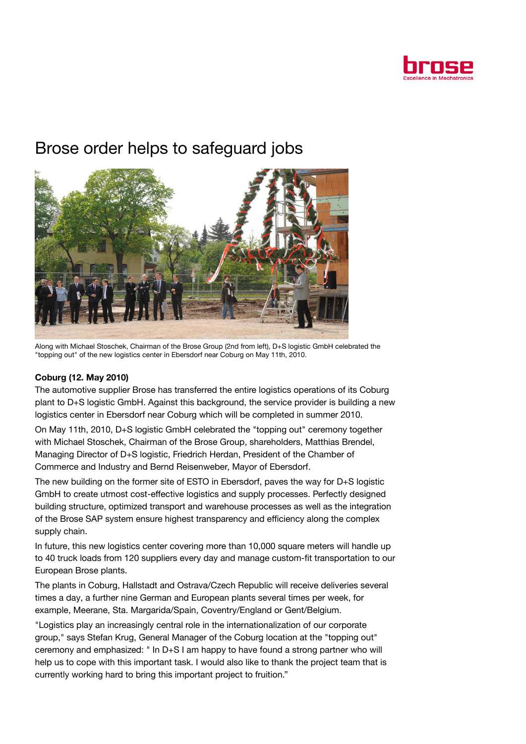# Brose order helps to safeguard jobs

Along with Michael Stoschek, Chairman of the Brose Group (2nd from left), D+S logistic GmbH celebrated the "topping out" of the new logistics center in Ebersdorf near Coburg on May 11th, 2010.

**Coburg (12. May 2010)**

The automotive supplier Brose has transferred the entire logistics operations of its Coburg plant to D+S logistic GmbH. Against this background, the service provider is building a new logistics center in Ebersdorf near Coburg which will be completed in summer 2010.

On May 11th, 2010, D+S logistic GmbH celebrated the "topping out" ceremony together with Michael Stoschek, Chairman of the Brose Group, shareholders, Matthias Brendel, Managing Director of D+S logistic, Friedrich Herdan, President of the Chamber of Commerce and Industry and Bernd Reisenweber, Mayor of Ebersdorf.

The new building on the former site of ESTO in Ebersdorf, paves the way for D+S logistic GmbH to create utmost cost-effective logistics and supply processes. Perfectly designed building structure, optimized transport and warehouse processes as well as the integration of the Brose SAP system ensure highest transparency and efficiency along the complex supply chain.

In future, this new logistics center covering more than 10,000 square meters will handle up to 40 truck loads from 120 suppliers every day and manage custom-fit transportation to our European Brose plants.

The plants in Coburg, Hallstadt and Ostrava/Czech Republic will receive deliveries several times a day, a further nine German and European plants several times per week, for example, Meerane, Sta. Margarida/Spain, Coventry/England or Gent/Belgium.

"Logistics play an increasingly central role in the internationalization of our corporate group," says Stefan Krug, General Manager of the Coburg location at the "topping out" ceremony and emphasized: " In D+S I am happy to have found a strong partner who will help us to cope with this important task. I would also like to thank the project team that is currently working hard to bring this important project to fruition."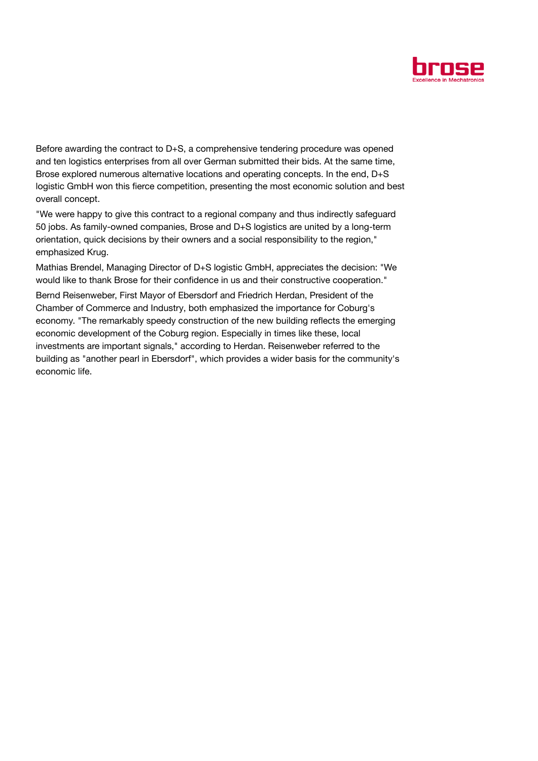Before awarding the contract to D+S, a comprehensive tendering procedure was opened and ten logistics enterprises from all over German submitted their bids. At the same time, Brose explored numerous alternative locations and operating concepts. In the end, D+S logistic GmbH won this fierce competition, presenting the most economic solution and best overall concept.

"We were happy to give this contract to a regional company and thus indirectly safeguard 50 jobs. As family-owned companies, Brose and D+S logistics are united by a long-term orientation, quick decisions by their owners and a social responsibility to the region," emphasized Krug.

Mathias Brendel, Managing Director of D+S logistic GmbH, appreciates the decision: "We would like to thank Brose for their confidence in us and their constructive cooperation."

Bernd Reisenweber, First Mayor of Ebersdorf and Friedrich Herdan, President of the Chamber of Commerce and Industry, both emphasized the importance for Coburg's economy. "The remarkably speedy construction of the new building reflects the emerging economic development of the Coburg region. Especially in times like these, local investments are important signals," according to Herdan. Reisenweber referred to the building as "another pearl in Ebersdorf", which provides a wider basis for the community's economic life.